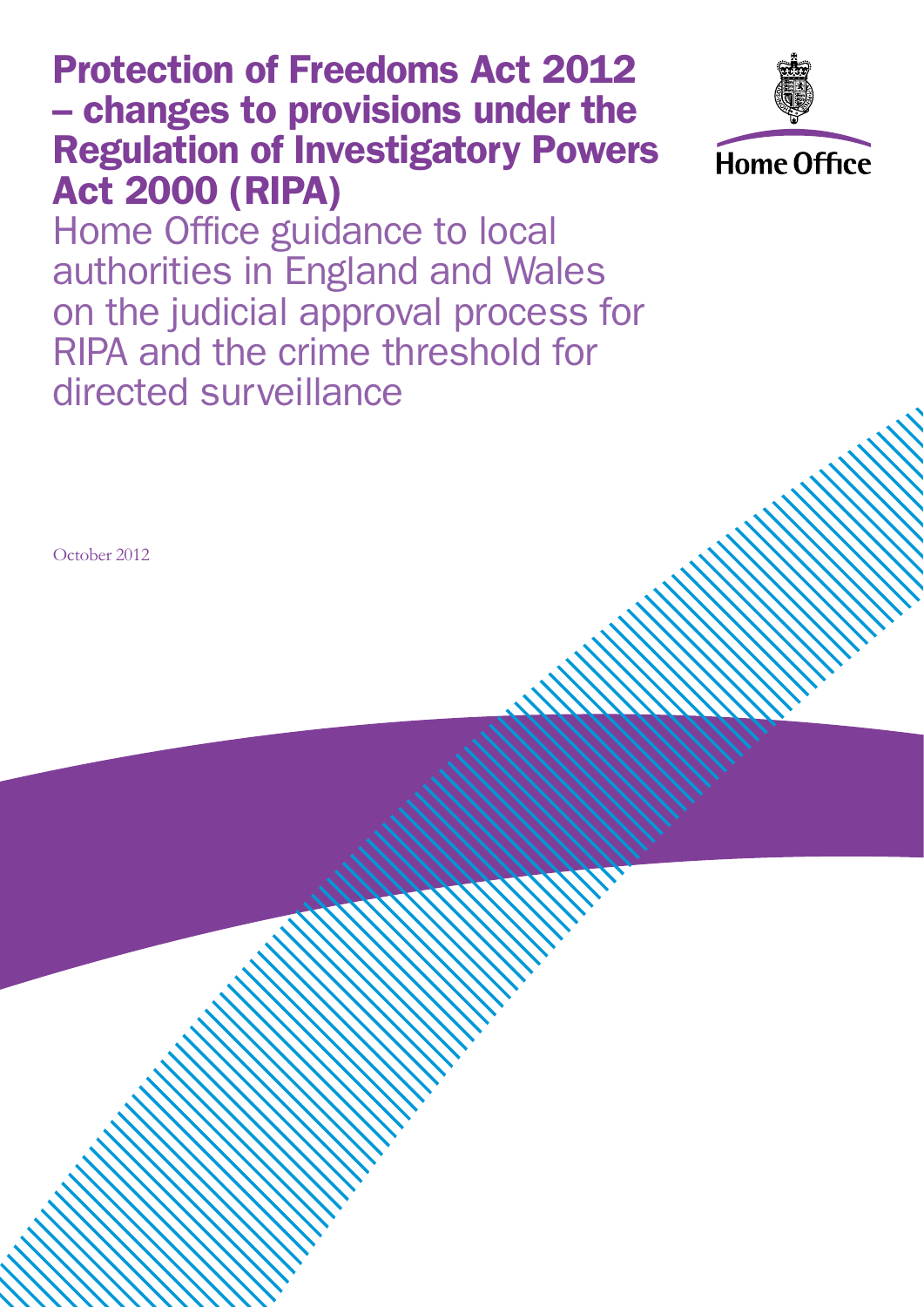# Protection of Freedoms Act 2012 – changes to provisions under the Regulation of Investigatory Powers Act 2000 (RIPA)

## Home Office guidance to local authorities in England and Wales on the judicial approval process for RIPA and the crime threshold for directed surveillance

Home Office

October 2012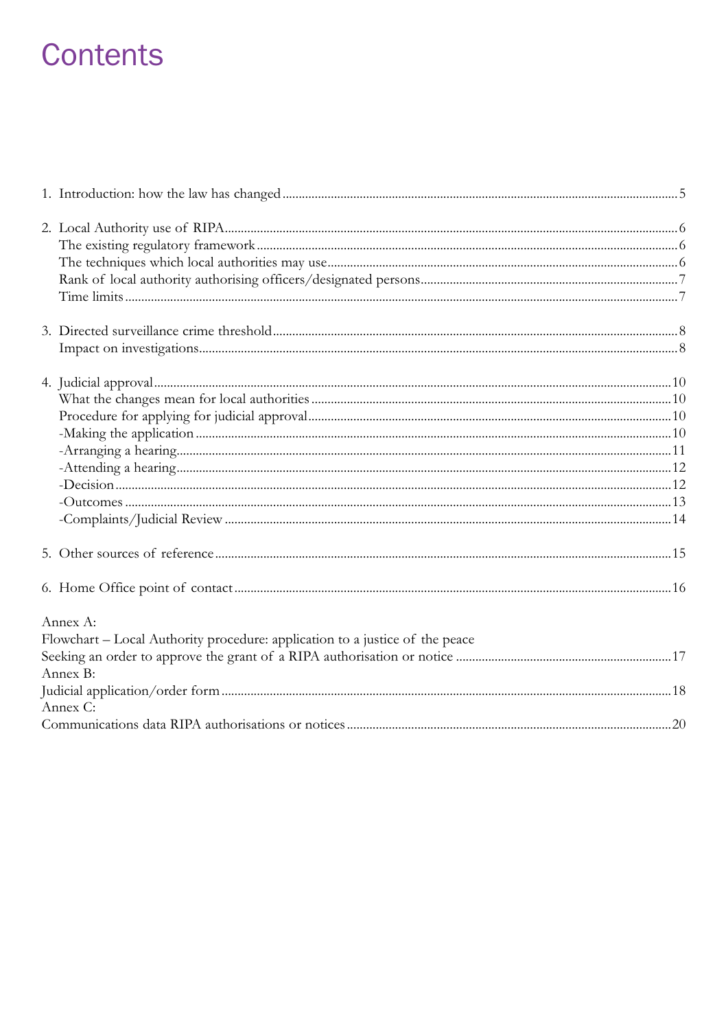# Contents

1. Introduction: how the law has changed ........ 5

2. Local Authority use of RIPA ........ 6
   The existing regulatory framework ........ 6
   The techniques which local authorities may use ........ 6
   Rank of local authority authorising officers/designated persons ........ 7
   Time limits ........ 7

3. Directed surveillance crime threshold ........ 8
   Impact on investigations ........ 8

4. Judicial approval ........ 10
   What the changes mean for local authorities ........ 10
   Procedure for applying for judicial approval ........ 10
   -Making the application ........ 10
   -Arranging a hearing ........ 11
   -Attending a hearing ........ 12
   -Decision ........ 12
   -Outcomes ........ 13
   -Complaints/Judicial Review ........ 14

5. Other sources of reference ........ 15

6. Home Office point of contact ........ 16

Annex A:
Flowchart – Local Authority procedure: application to a justice of the peace
Seeking an order to approve the grant of a RIPA authorisation or notice ........ 17
Annex B:
Judicial application/order form ........ 18
Annex C:
Communications data RIPA authorisations or notices ........ 20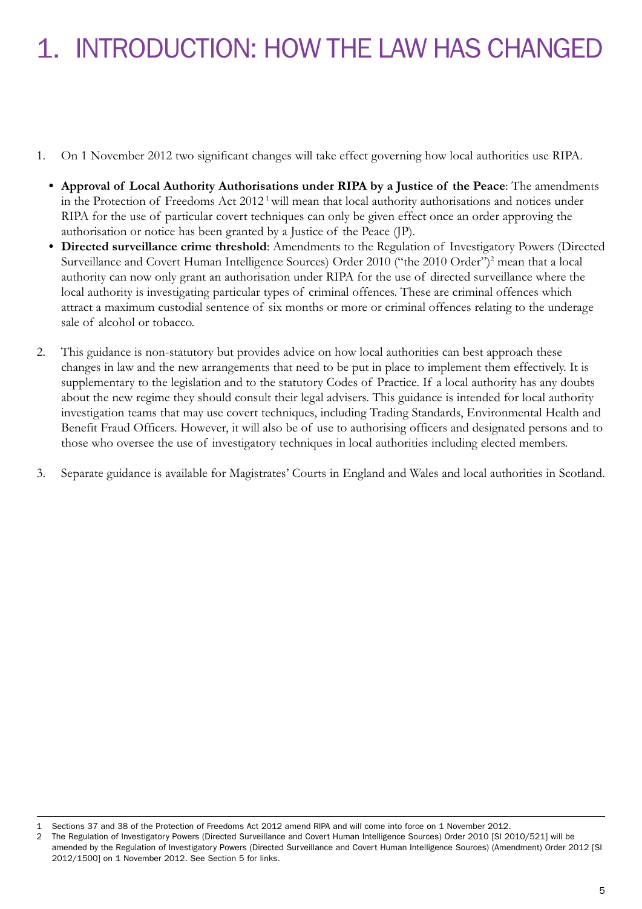# 1. INTRODUCTION: HOW THE LAW HAS CHANGED

1. On 1 November 2012 two significant changes will take effect governing how local authorities use RIPA.

   - **Approval of Local Authority Authorisations under RIPA by a Justice of the Peace**: The amendments in the Protection of Freedoms Act 2012[1] will mean that local authority authorisations and notices under RIPA for the use of particular covert techniques can only be given effect once an order approving the authorisation or notice has been granted by a Justice of the Peace (JP).
   - **Directed surveillance crime threshold**: Amendments to the Regulation of Investigatory Powers (Directed Surveillance and Covert Human Intelligence Sources) Order 2010 ("the 2010 Order")[2] mean that a local authority can now only grant an authorisation under RIPA for the use of directed surveillance where the local authority is investigating particular types of criminal offences. These are criminal offences which attract a maximum custodial sentence of six months or more or criminal offences relating to the underage sale of alcohol or tobacco.

2. This guidance is non-statutory but provides advice on how local authorities can best approach these changes in law and the new arrangements that need to be put in place to implement them effectively. It is supplementary to the legislation and to the statutory Codes of Practice. If a local authority has any doubts about the new regime they should consult their legal advisers. This guidance is intended for local authority investigation teams that may use covert techniques, including Trading Standards, Environmental Health and Benefit Fraud Officers. However, it will also be of use to authorising officers and designated persons and to those who oversee the use of investigatory techniques in local authorities including elected members.

3. Separate guidance is available for Magistrates' Courts in England and Wales and local authorities in Scotland.

---

1 Sections 37 and 38 of the Protection of Freedoms Act 2012 amend RIPA and will come into force on 1 November 2012.

2 The Regulation of Investigatory Powers (Directed Surveillance and Covert Human Intelligence Sources) Order 2010 [SI 2010/521] will be amended by the Regulation of Investigatory Powers (Directed Surveillance and Covert Human Intelligence Sources) (Amendment) Order 2012 [SI 2012/1500] on 1 November 2012. See Section 5 for links.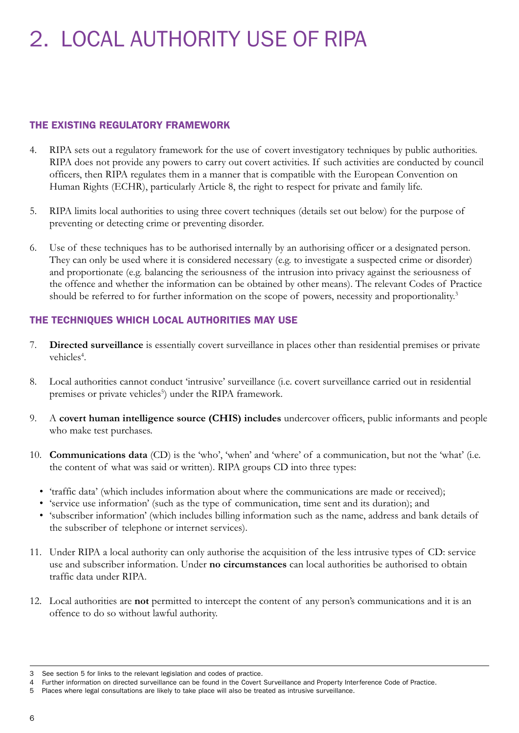# 2. LOCAL AUTHORITY USE OF RIPA

## THE EXISTING REGULATORY FRAMEWORK

4. RIPA sets out a regulatory framework for the use of covert investigatory techniques by public authorities. RIPA does not provide any powers to carry out covert activities. If such activities are conducted by council officers, then RIPA regulates them in a manner that is compatible with the European Convention on Human Rights (ECHR), particularly Article 8, the right to respect for private and family life.

5. RIPA limits local authorities to using three covert techniques (details set out below) for the purpose of preventing or detecting crime or preventing disorder.

6. Use of these techniques has to be authorised internally by an authorising officer or a designated person. They can only be used where it is considered necessary (e.g. to investigate a suspected crime or disorder) and proportionate (e.g. balancing the seriousness of the intrusion into privacy against the seriousness of the offence and whether the information can be obtained by other means). The relevant Codes of Practice should be referred to for further information on the scope of powers, necessity and proportionality.[3]

## THE TECHNIQUES WHICH LOCAL AUTHORITIES MAY USE

7. **Directed surveillance** is essentially covert surveillance in places other than residential premises or private vehicles[4].

8. Local authorities cannot conduct 'intrusive' surveillance (i.e. covert surveillance carried out in residential premises or private vehicles[5]) under the RIPA framework.

9. A **covert human intelligence source (CHIS) includes** undercover officers, public informants and people who make test purchases.

10. **Communications data** (CD) is the 'who', 'when' and 'where' of a communication, but not the 'what' (i.e. the content of what was said or written). RIPA groups CD into three types:

    - 'traffic data' (which includes information about where the communications are made or received);
    - 'service use information' (such as the type of communication, time sent and its duration); and
    - 'subscriber information' (which includes billing information such as the name, address and bank details of the subscriber of telephone or internet services).

11. Under RIPA a local authority can only authorise the acquisition of the less intrusive types of CD: service use and subscriber information. Under **no circumstances** can local authorities be authorised to obtain traffic data under RIPA.

12. Local authorities are **not** permitted to intercept the content of any person's communications and it is an offence to do so without lawful authority.

---

3 See section 5 for links to the relevant legislation and codes of practice.

4 Further information on directed surveillance can be found in the Covert Surveillance and Property Interference Code of Practice.

5 Places where legal consultations are likely to take place will also be treated as intrusive surveillance.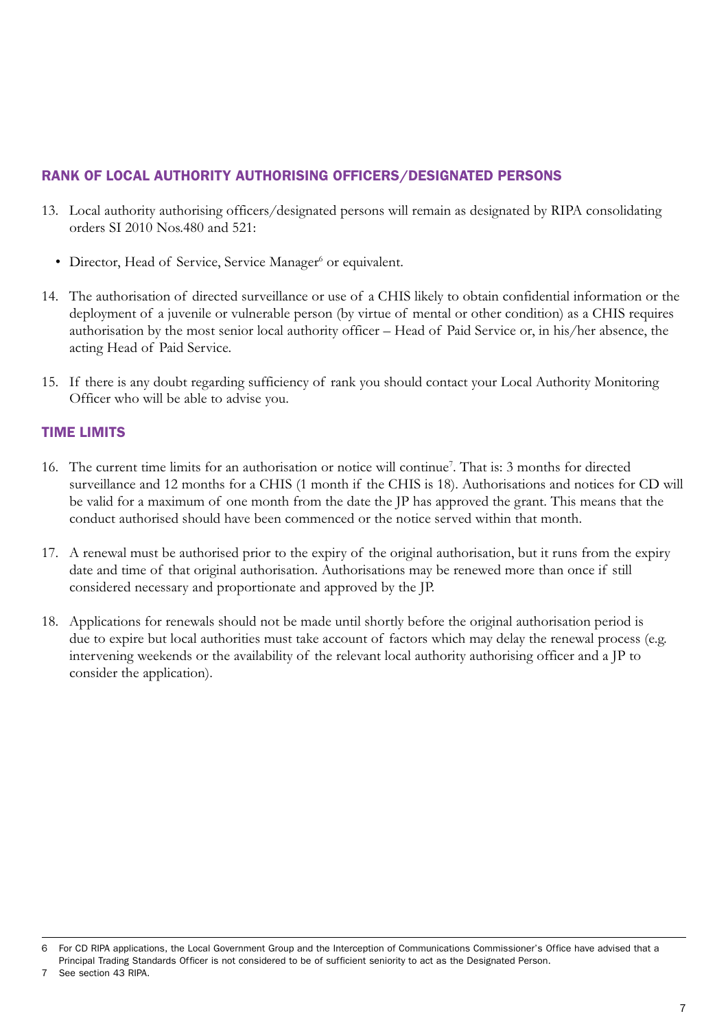## RANK OF LOCAL AUTHORITY AUTHORISING OFFICERS/DESIGNATED PERSONS

13. Local authority authorising officers/designated persons will remain as designated by RIPA consolidating orders SI 2010 Nos.480 and 521:

    - Director, Head of Service, Service Manager[6] or equivalent.

14. The authorisation of directed surveillance or use of a CHIS likely to obtain confidential information or the deployment of a juvenile or vulnerable person (by virtue of mental or other condition) as a CHIS requires authorisation by the most senior local authority officer – Head of Paid Service or, in his/her absence, the acting Head of Paid Service.

15. If there is any doubt regarding sufficiency of rank you should contact your Local Authority Monitoring Officer who will be able to advise you.

## TIME LIMITS

16. The current time limits for an authorisation or notice will continue[7]. That is: 3 months for directed surveillance and 12 months for a CHIS (1 month if the CHIS is 18). Authorisations and notices for CD will be valid for a maximum of one month from the date the JP has approved the grant. This means that the conduct authorised should have been commenced or the notice served within that month.

17. A renewal must be authorised prior to the expiry of the original authorisation, but it runs from the expiry date and time of that original authorisation. Authorisations may be renewed more than once if still considered necessary and proportionate and approved by the JP.

18. Applications for renewals should not be made until shortly before the original authorisation period is due to expire but local authorities must take account of factors which may delay the renewal process (e.g. intervening weekends or the availability of the relevant local authority authorising officer and a JP to consider the application).

---

6 For CD RIPA applications, the Local Government Group and the Interception of Communications Commissioner's Office have advised that a Principal Trading Standards Officer is not considered to be of sufficient seniority to act as the Designated Person.

7 See section 43 RIPA.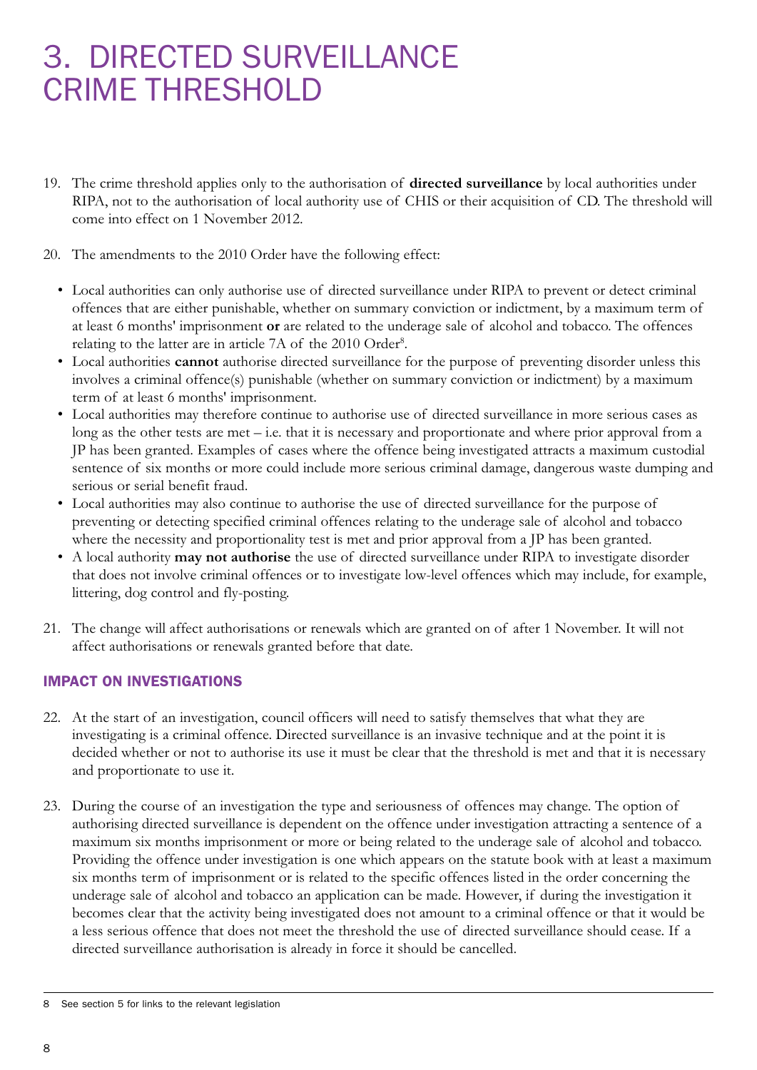# 3. DIRECTED SURVEILLANCE CRIME THRESHOLD

19. The crime threshold applies only to the authorisation of **directed surveillance** by local authorities under RIPA, not to the authorisation of local authority use of CHIS or their acquisition of CD. The threshold will come into effect on 1 November 2012.

20. The amendments to the 2010 Order have the following effect:

   - Local authorities can only authorise use of directed surveillance under RIPA to prevent or detect criminal offences that are either punishable, whether on summary conviction or indictment, by a maximum term of at least 6 months' imprisonment **or** are related to the underage sale of alcohol and tobacco. The offences relating to the latter are in article 7A of the 2010 Order[8].
   - Local authorities **cannot** authorise directed surveillance for the purpose of preventing disorder unless this involves a criminal offence(s) punishable (whether on summary conviction or indictment) by a maximum term of at least 6 months' imprisonment.
   - Local authorities may therefore continue to authorise use of directed surveillance in more serious cases as long as the other tests are met – i.e. that it is necessary and proportionate and where prior approval from a JP has been granted. Examples of cases where the offence being investigated attracts a maximum custodial sentence of six months or more could include more serious criminal damage, dangerous waste dumping and serious or serial benefit fraud.
   - Local authorities may also continue to authorise the use of directed surveillance for the purpose of preventing or detecting specified criminal offences relating to the underage sale of alcohol and tobacco where the necessity and proportionality test is met and prior approval from a JP has been granted.
   - A local authority **may not authorise** the use of directed surveillance under RIPA to investigate disorder that does not involve criminal offences or to investigate low-level offences which may include, for example, littering, dog control and fly-posting.

21. The change will affect authorisations or renewals which are granted on of after 1 November. It will not affect authorisations or renewals granted before that date.

## IMPACT ON INVESTIGATIONS

22. At the start of an investigation, council officers will need to satisfy themselves that what they are investigating is a criminal offence. Directed surveillance is an invasive technique and at the point it is decided whether or not to authorise its use it must be clear that the threshold is met and that it is necessary and proportionate to use it.

23. During the course of an investigation the type and seriousness of offences may change. The option of authorising directed surveillance is dependent on the offence under investigation attracting a sentence of a maximum six months imprisonment or more or being related to the underage sale of alcohol and tobacco. Providing the offence under investigation is one which appears on the statute book with at least a maximum six months term of imprisonment or is related to the specific offences listed in the order concerning the underage sale of alcohol and tobacco an application can be made. However, if during the investigation it becomes clear that the activity being investigated does not amount to a criminal offence or that it would be a less serious offence that does not meet the threshold the use of directed surveillance should cease. If a directed surveillance authorisation is already in force it should be cancelled.

---

8 See section 5 for links to the relevant legislation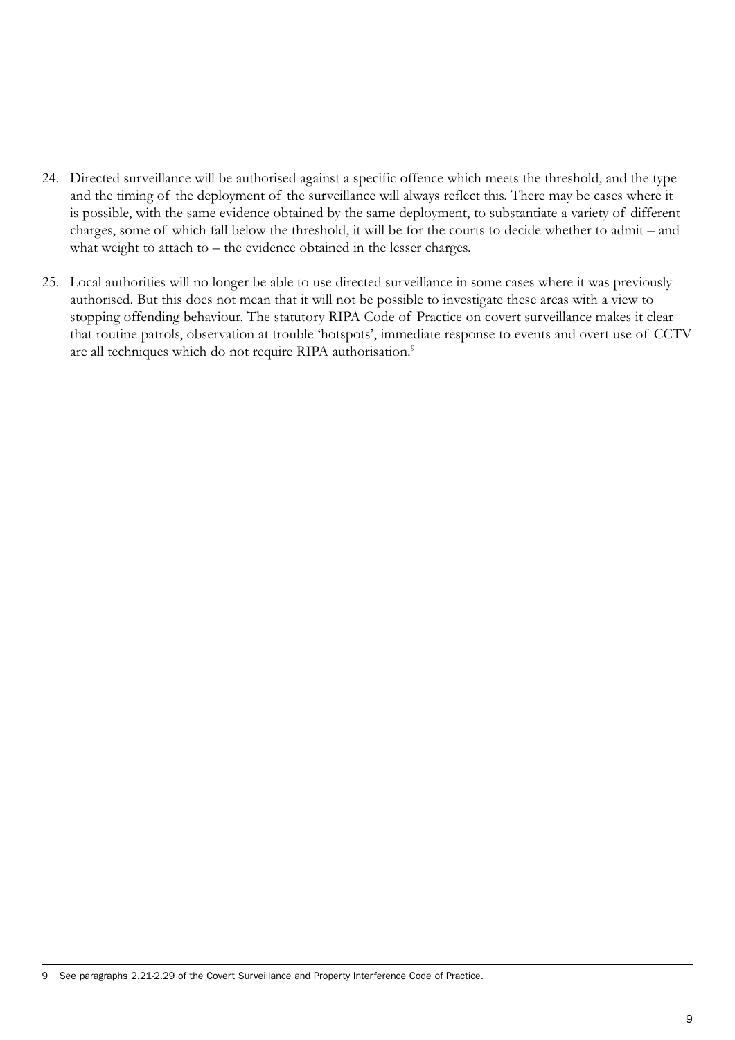24. Directed surveillance will be authorised against a specific offence which meets the threshold, and the type and the timing of the deployment of the surveillance will always reflect this. There may be cases where it is possible, with the same evidence obtained by the same deployment, to substantiate a variety of different charges, some of which fall below the threshold, it will be for the courts to decide whether to admit – and what weight to attach to – the evidence obtained in the lesser charges.

25. Local authorities will no longer be able to use directed surveillance in some cases where it was previously authorised. But this does not mean that it will not be possible to investigate these areas with a view to stopping offending behaviour. The statutory RIPA Code of Practice on covert surveillance makes it clear that routine patrols, observation at trouble 'hotspots', immediate response to events and overt use of CCTV are all techniques which do not require RIPA authorisation.[9]

---

9 See paragraphs 2.21-2.29 of the Covert Surveillance and Property Interference Code of Practice.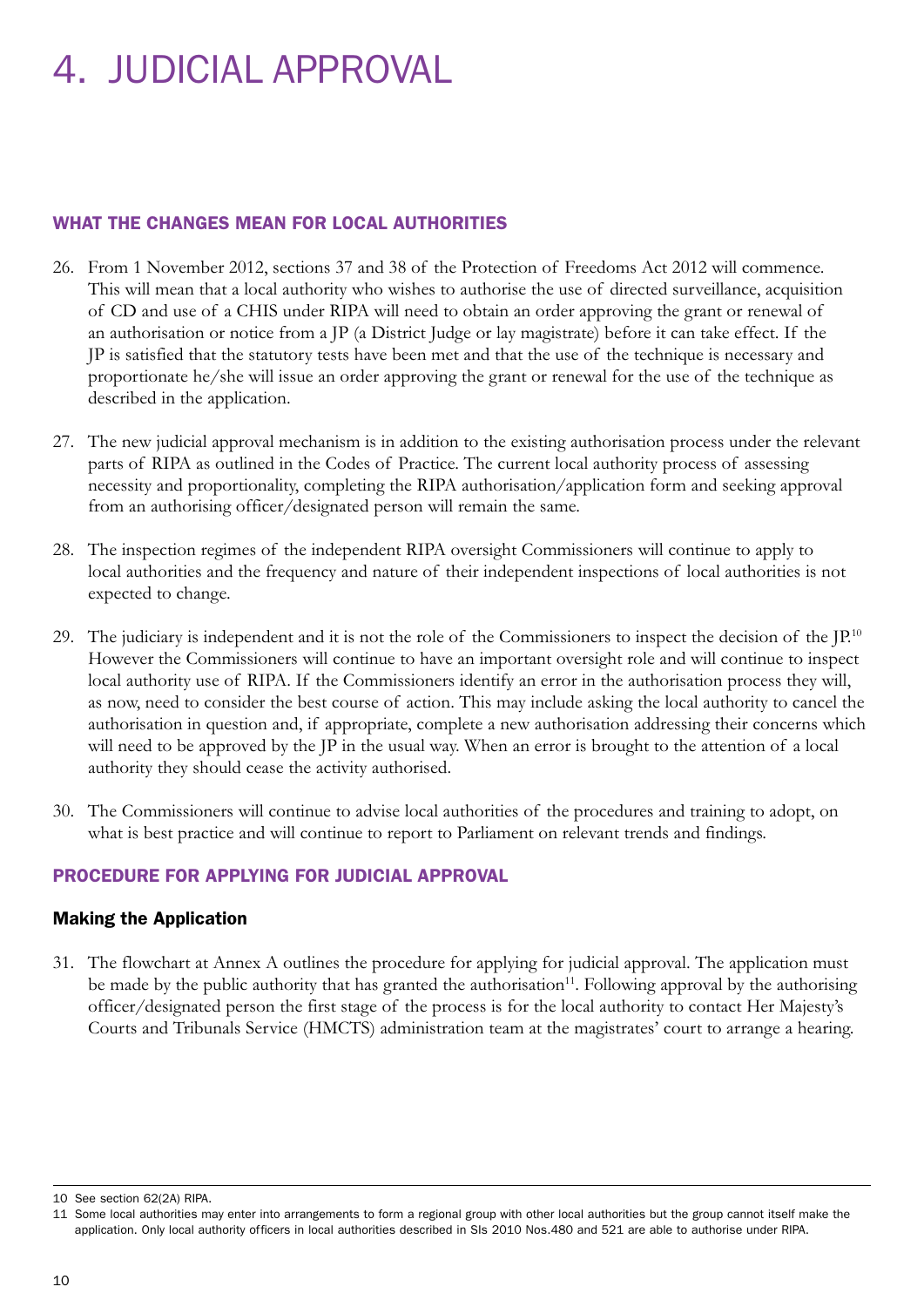# 4. JUDICIAL APPROVAL

## WHAT THE CHANGES MEAN FOR LOCAL AUTHORITIES

26. From 1 November 2012, sections 37 and 38 of the Protection of Freedoms Act 2012 will commence. This will mean that a local authority who wishes to authorise the use of directed surveillance, acquisition of CD and use of a CHIS under RIPA will need to obtain an order approving the grant or renewal of an authorisation or notice from a JP (a District Judge or lay magistrate) before it can take effect. If the JP is satisfied that the statutory tests have been met and that the use of the technique is necessary and proportionate he/she will issue an order approving the grant or renewal for the use of the technique as described in the application.

27. The new judicial approval mechanism is in addition to the existing authorisation process under the relevant parts of RIPA as outlined in the Codes of Practice. The current local authority process of assessing necessity and proportionality, completing the RIPA authorisation/application form and seeking approval from an authorising officer/designated person will remain the same.

28. The inspection regimes of the independent RIPA oversight Commissioners will continue to apply to local authorities and the frequency and nature of their independent inspections of local authorities is not expected to change.

29. The judiciary is independent and it is not the role of the Commissioners to inspect the decision of the JP.[10] However the Commissioners will continue to have an important oversight role and will continue to inspect local authority use of RIPA. If the Commissioners identify an error in the authorisation process they will, as now, need to consider the best course of action. This may include asking the local authority to cancel the authorisation in question and, if appropriate, complete a new authorisation addressing their concerns which will need to be approved by the JP in the usual way. When an error is brought to the attention of a local authority they should cease the activity authorised.

30. The Commissioners will continue to advise local authorities of the procedures and training to adopt, on what is best practice and will continue to report to Parliament on relevant trends and findings.

## PROCEDURE FOR APPLYING FOR JUDICIAL APPROVAL

### Making the Application

31. The flowchart at Annex A outlines the procedure for applying for judicial approval. The application must be made by the public authority that has granted the authorisation[11]. Following approval by the authorising officer/designated person the first stage of the process is for the local authority to contact Her Majesty's Courts and Tribunals Service (HMCTS) administration team at the magistrates' court to arrange a hearing.

---

10 See section 62(2A) RIPA.

11 Some local authorities may enter into arrangements to form a regional group with other local authorities but the group cannot itself make the application. Only local authority officers in local authorities described in SIs 2010 Nos.480 and 521 are able to authorise under RIPA.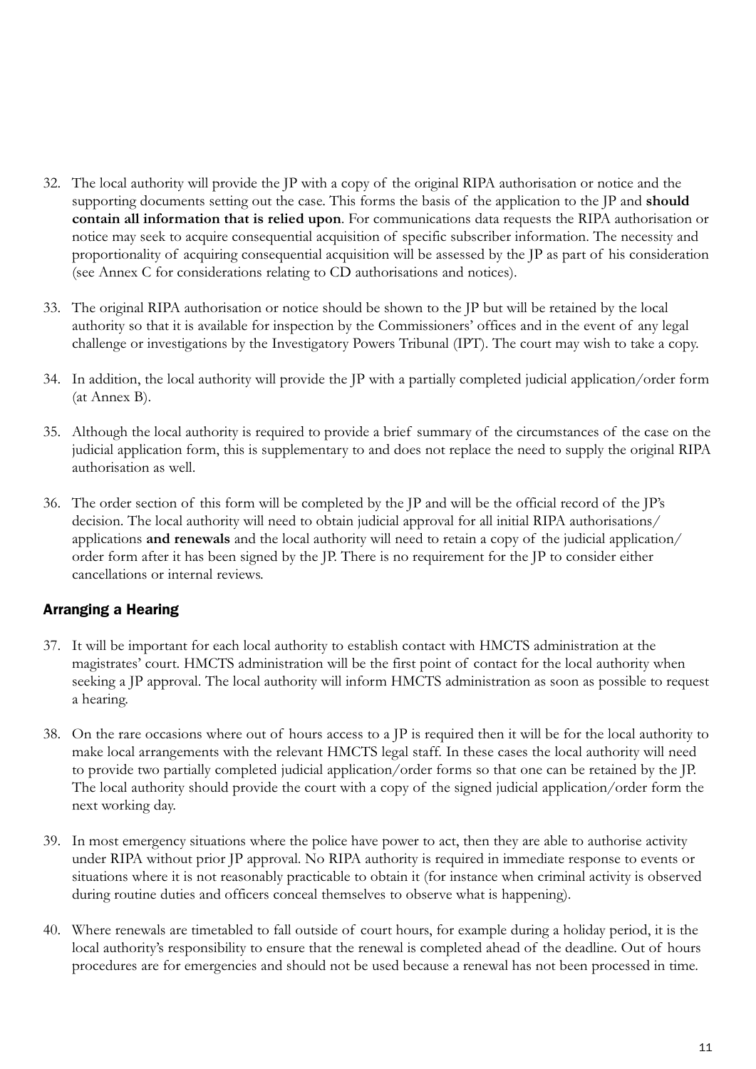32. The local authority will provide the JP with a copy of the original RIPA authorisation or notice and the supporting documents setting out the case. This forms the basis of the application to the JP and **should contain all information that is relied upon**. For communications data requests the RIPA authorisation or notice may seek to acquire consequential acquisition of specific subscriber information. The necessity and proportionality of acquiring consequential acquisition will be assessed by the JP as part of his consideration (see Annex C for considerations relating to CD authorisations and notices).

33. The original RIPA authorisation or notice should be shown to the JP but will be retained by the local authority so that it is available for inspection by the Commissioners' offices and in the event of any legal challenge or investigations by the Investigatory Powers Tribunal (IPT). The court may wish to take a copy.

34. In addition, the local authority will provide the JP with a partially completed judicial application/order form (at Annex B).

35. Although the local authority is required to provide a brief summary of the circumstances of the case on the judicial application form, this is supplementary to and does not replace the need to supply the original RIPA authorisation as well.

36. The order section of this form will be completed by the JP and will be the official record of the JP's decision. The local authority will need to obtain judicial approval for all initial RIPA authorisations/ applications **and renewals** and the local authority will need to retain a copy of the judicial application/ order form after it has been signed by the JP. There is no requirement for the JP to consider either cancellations or internal reviews.

## Arranging a Hearing

37. It will be important for each local authority to establish contact with HMCTS administration at the magistrates' court. HMCTS administration will be the first point of contact for the local authority when seeking a JP approval. The local authority will inform HMCTS administration as soon as possible to request a hearing.

38. On the rare occasions where out of hours access to a JP is required then it will be for the local authority to make local arrangements with the relevant HMCTS legal staff. In these cases the local authority will need to provide two partially completed judicial application/order forms so that one can be retained by the JP. The local authority should provide the court with a copy of the signed judicial application/order form the next working day.

39. In most emergency situations where the police have power to act, then they are able to authorise activity under RIPA without prior JP approval. No RIPA authority is required in immediate response to events or situations where it is not reasonably practicable to obtain it (for instance when criminal activity is observed during routine duties and officers conceal themselves to observe what is happening).

40. Where renewals are timetabled to fall outside of court hours, for example during a holiday period, it is the local authority's responsibility to ensure that the renewal is completed ahead of the deadline. Out of hours procedures are for emergencies and should not be used because a renewal has not been processed in time.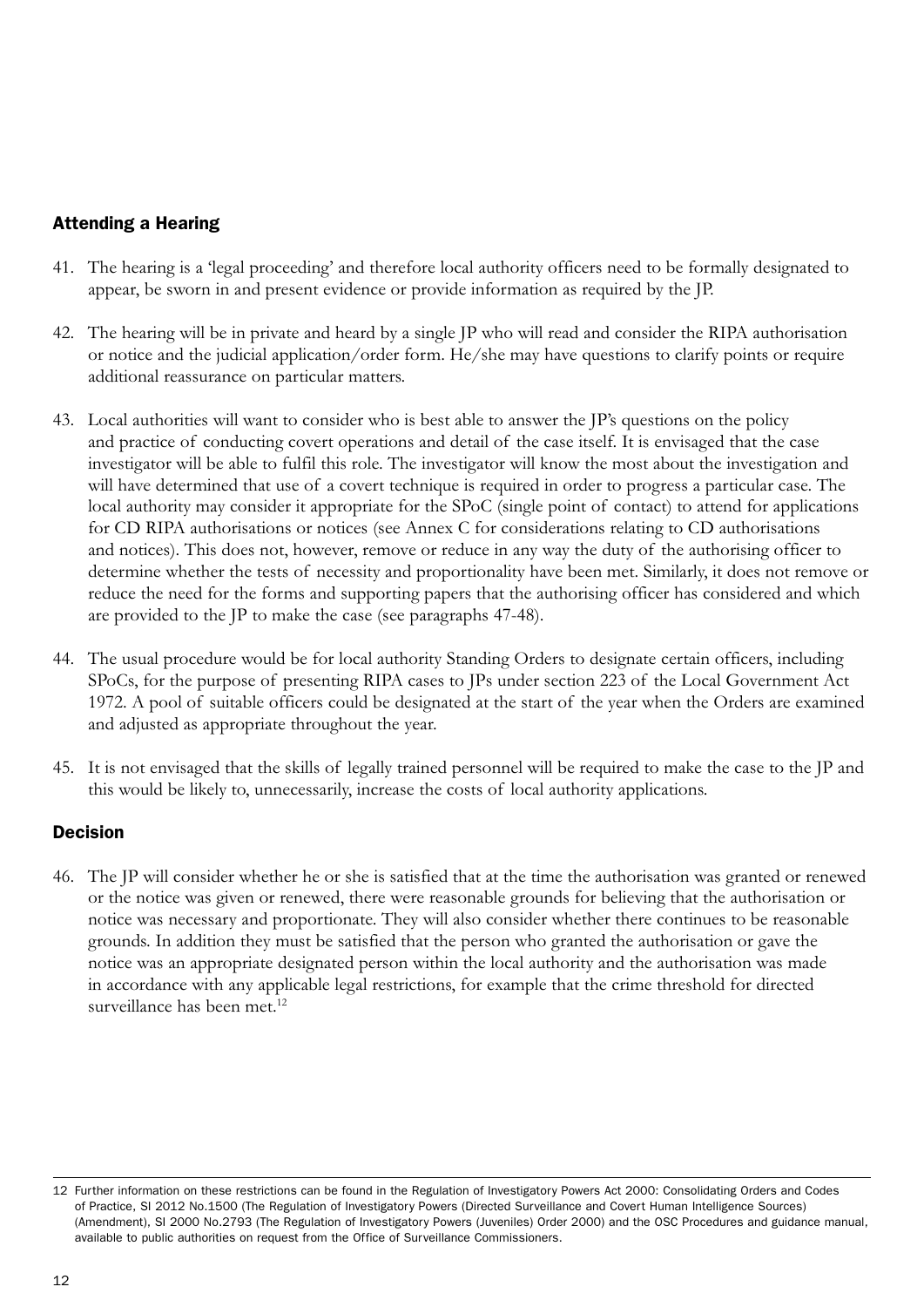## Attending a Hearing

41. The hearing is a 'legal proceeding' and therefore local authority officers need to be formally designated to appear, be sworn in and present evidence or provide information as required by the JP.

42. The hearing will be in private and heard by a single JP who will read and consider the RIPA authorisation or notice and the judicial application/order form. He/she may have questions to clarify points or require additional reassurance on particular matters.

43. Local authorities will want to consider who is best able to answer the JP's questions on the policy and practice of conducting covert operations and detail of the case itself. It is envisaged that the case investigator will be able to fulfil this role. The investigator will know the most about the investigation and will have determined that use of a covert technique is required in order to progress a particular case. The local authority may consider it appropriate for the SPoC (single point of contact) to attend for applications for CD RIPA authorisations or notices (see Annex C for considerations relating to CD authorisations and notices). This does not, however, remove or reduce in any way the duty of the authorising officer to determine whether the tests of necessity and proportionality have been met. Similarly, it does not remove or reduce the need for the forms and supporting papers that the authorising officer has considered and which are provided to the JP to make the case (see paragraphs 47-48).

44. The usual procedure would be for local authority Standing Orders to designate certain officers, including SPoCs, for the purpose of presenting RIPA cases to JPs under section 223 of the Local Government Act 1972. A pool of suitable officers could be designated at the start of the year when the Orders are examined and adjusted as appropriate throughout the year.

45. It is not envisaged that the skills of legally trained personnel will be required to make the case to the JP and this would be likely to, unnecessarily, increase the costs of local authority applications.

## Decision

46. The JP will consider whether he or she is satisfied that at the time the authorisation was granted or renewed or the notice was given or renewed, there were reasonable grounds for believing that the authorisation or notice was necessary and proportionate. They will also consider whether there continues to be reasonable grounds. In addition they must be satisfied that the person who granted the authorisation or gave the notice was an appropriate designated person within the local authority and the authorisation was made in accordance with any applicable legal restrictions, for example that the crime threshold for directed surveillance has been met.[12]

---

12 Further information on these restrictions can be found in the Regulation of Investigatory Powers Act 2000: Consolidating Orders and Codes of Practice, SI 2012 No.1500 (The Regulation of Investigatory Powers (Directed Surveillance and Covert Human Intelligence Sources) (Amendment), SI 2000 No.2793 (The Regulation of Investigatory Powers (Juveniles) Order 2000) and the OSC Procedures and guidance manual, available to public authorities on request from the Office of Surveillance Commissioners.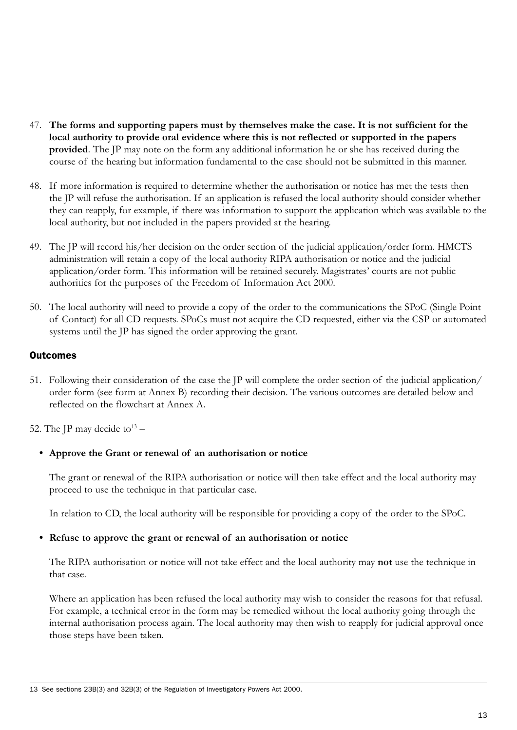47. **The forms and supporting papers must by themselves make the case. It is not sufficient for the local authority to provide oral evidence where this is not reflected or supported in the papers provided**. The JP may note on the form any additional information he or she has received during the course of the hearing but information fundamental to the case should not be submitted in this manner.

48. If more information is required to determine whether the authorisation or notice has met the tests then the JP will refuse the authorisation. If an application is refused the local authority should consider whether they can reapply, for example, if there was information to support the application which was available to the local authority, but not included in the papers provided at the hearing.

49. The JP will record his/her decision on the order section of the judicial application/order form. HMCTS administration will retain a copy of the local authority RIPA authorisation or notice and the judicial application/order form. This information will be retained securely. Magistrates' courts are not public authorities for the purposes of the Freedom of Information Act 2000.

50. The local authority will need to provide a copy of the order to the communications the SPoC (Single Point of Contact) for all CD requests. SPoCs must not acquire the CD requested, either via the CSP or automated systems until the JP has signed the order approving the grant.

## Outcomes

51. Following their consideration of the case the JP will complete the order section of the judicial application/order form (see form at Annex B) recording their decision. The various outcomes are detailed below and reflected on the flowchart at Annex A.

52. The JP may decide to[13] –

- **Approve the Grant or renewal of an authorisation or notice**

  The grant or renewal of the RIPA authorisation or notice will then take effect and the local authority may proceed to use the technique in that particular case.

  In relation to CD, the local authority will be responsible for providing a copy of the order to the SPoC.

- **Refuse to approve the grant or renewal of an authorisation or notice**

  The RIPA authorisation or notice will not take effect and the local authority may **not** use the technique in that case.

  Where an application has been refused the local authority may wish to consider the reasons for that refusal. For example, a technical error in the form may be remedied without the local authority going through the internal authorisation process again. The local authority may then wish to reapply for judicial approval once those steps have been taken.

---

13 See sections 23B(3) and 32B(3) of the Regulation of Investigatory Powers Act 2000.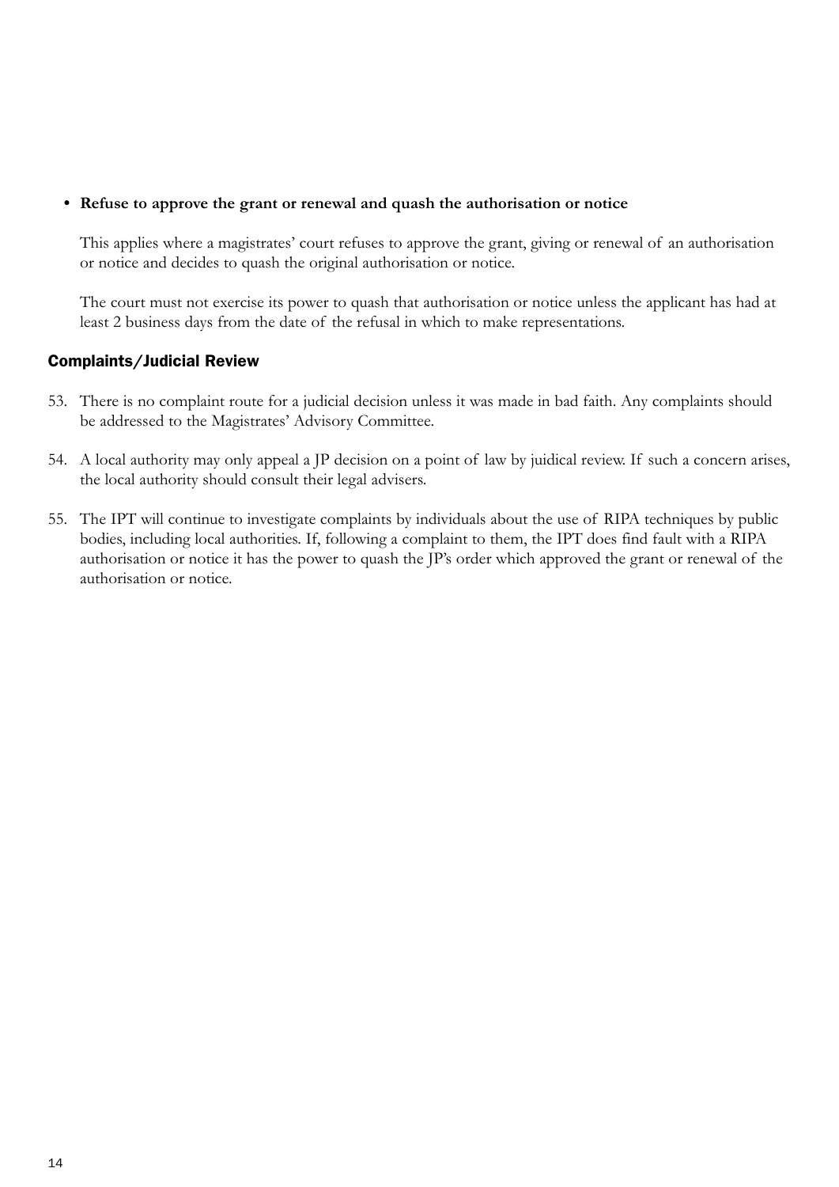- **Refuse to approve the grant or renewal and quash the authorisation or notice**

  This applies where a magistrates' court refuses to approve the grant, giving or renewal of an authorisation or notice and decides to quash the original authorisation or notice.

  The court must not exercise its power to quash that authorisation or notice unless the applicant has had at least 2 business days from the date of the refusal in which to make representations.

### Complaints/Judicial Review

53. There is no complaint route for a judicial decision unless it was made in bad faith. Any complaints should be addressed to the Magistrates' Advisory Committee.

54. A local authority may only appeal a JP decision on a point of law by juidical review. If such a concern arises, the local authority should consult their legal advisers.

55. The IPT will continue to investigate complaints by individuals about the use of RIPA techniques by public bodies, including local authorities. If, following a complaint to them, the IPT does find fault with a RIPA authorisation or notice it has the power to quash the JP's order which approved the grant or renewal of the authorisation or notice.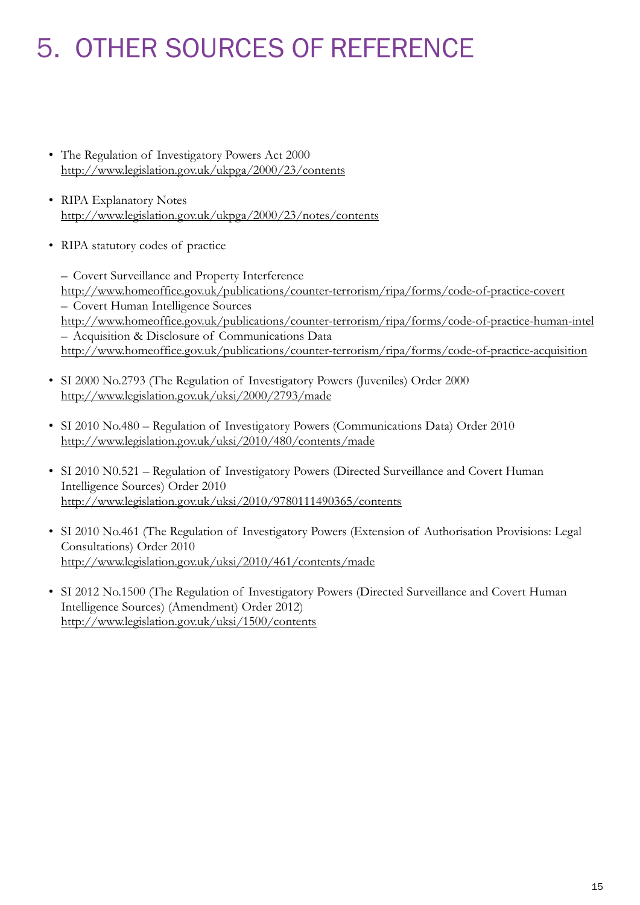# 5. OTHER SOURCES OF REFERENCE

- The Regulation of Investigatory Powers Act 2000
  http://www.legislation.gov.uk/ukpga/2000/23/contents

- RIPA Explanatory Notes
  http://www.legislation.gov.uk/ukpga/2000/23/notes/contents

- RIPA statutory codes of practice

  – Covert Surveillance and Property Interference
  http://www.homeoffice.gov.uk/publications/counter-terrorism/ripa/forms/code-of-practice-covert
  – Covert Human Intelligence Sources
  http://www.homeoffice.gov.uk/publications/counter-terrorism/ripa/forms/code-of-practice-human-intel
  – Acquisition & Disclosure of Communications Data
  http://www.homeoffice.gov.uk/publications/counter-terrorism/ripa/forms/code-of-practice-acquisition

- SI 2000 No.2793 (The Regulation of Investigatory Powers (Juveniles) Order 2000
  http://www.legislation.gov.uk/uksi/2000/2793/made

- SI 2010 No.480 – Regulation of Investigatory Powers (Communications Data) Order 2010
  http://www.legislation.gov.uk/uksi/2010/480/contents/made

- SI 2010 N0.521 – Regulation of Investigatory Powers (Directed Surveillance and Covert Human Intelligence Sources) Order 2010
  http://www.legislation.gov.uk/uksi/2010/9780111490365/contents

- SI 2010 No.461 (The Regulation of Investigatory Powers (Extension of Authorisation Provisions: Legal Consultations) Order 2010
  http://www.legislation.gov.uk/uksi/2010/461/contents/made

- SI 2012 No.1500 (The Regulation of Investigatory Powers (Directed Surveillance and Covert Human Intelligence Sources) (Amendment) Order 2012)
  http://www.legislation.gov.uk/uksi/1500/contents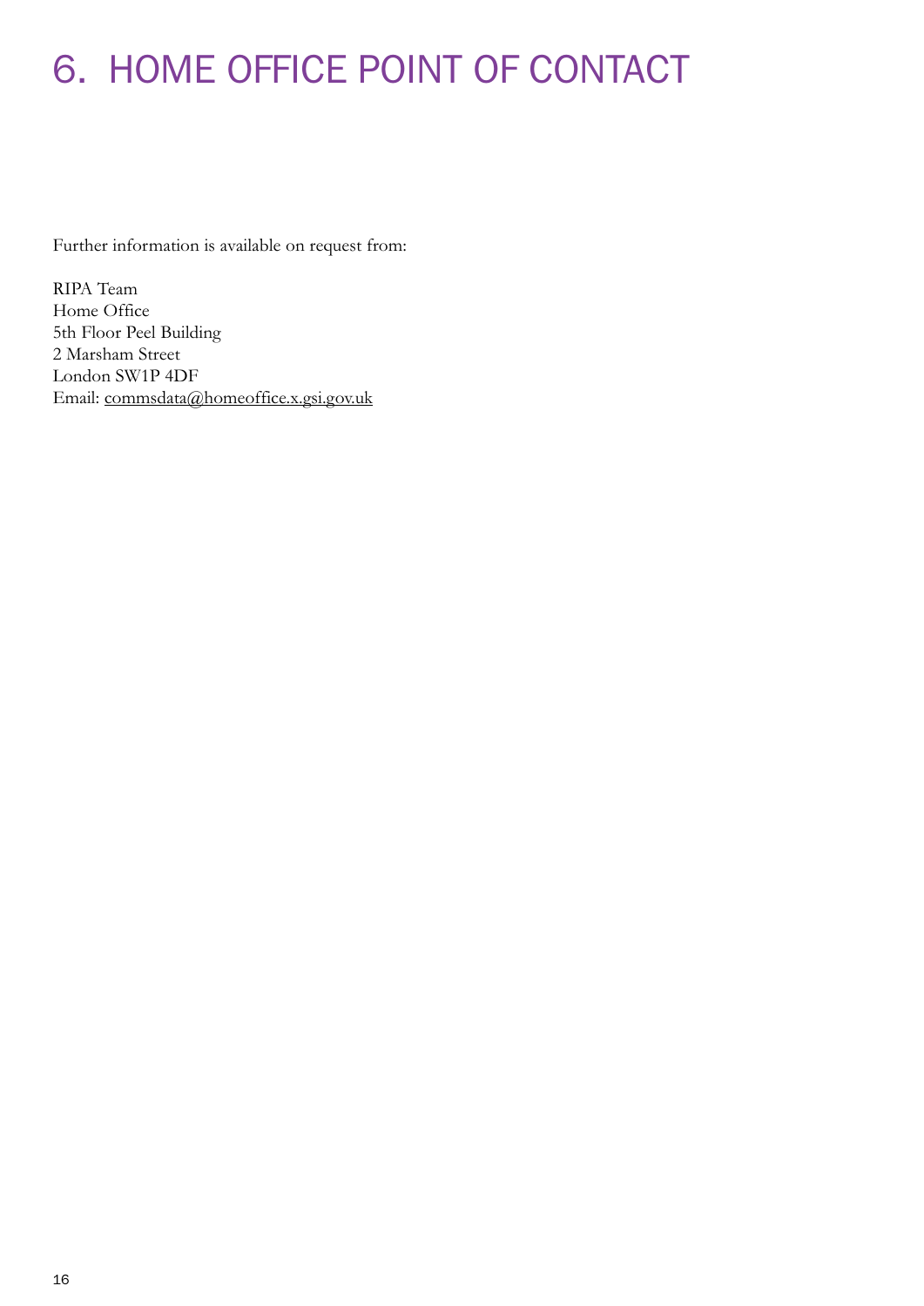# 6. HOME OFFICE POINT OF CONTACT

Further information is available on request from:

RIPA Team  
Home Office  
5th Floor Peel Building  
2 Marsham Street  
London SW1P 4DF  
Email: commsdata@homeoffice.x.gsi.gov.uk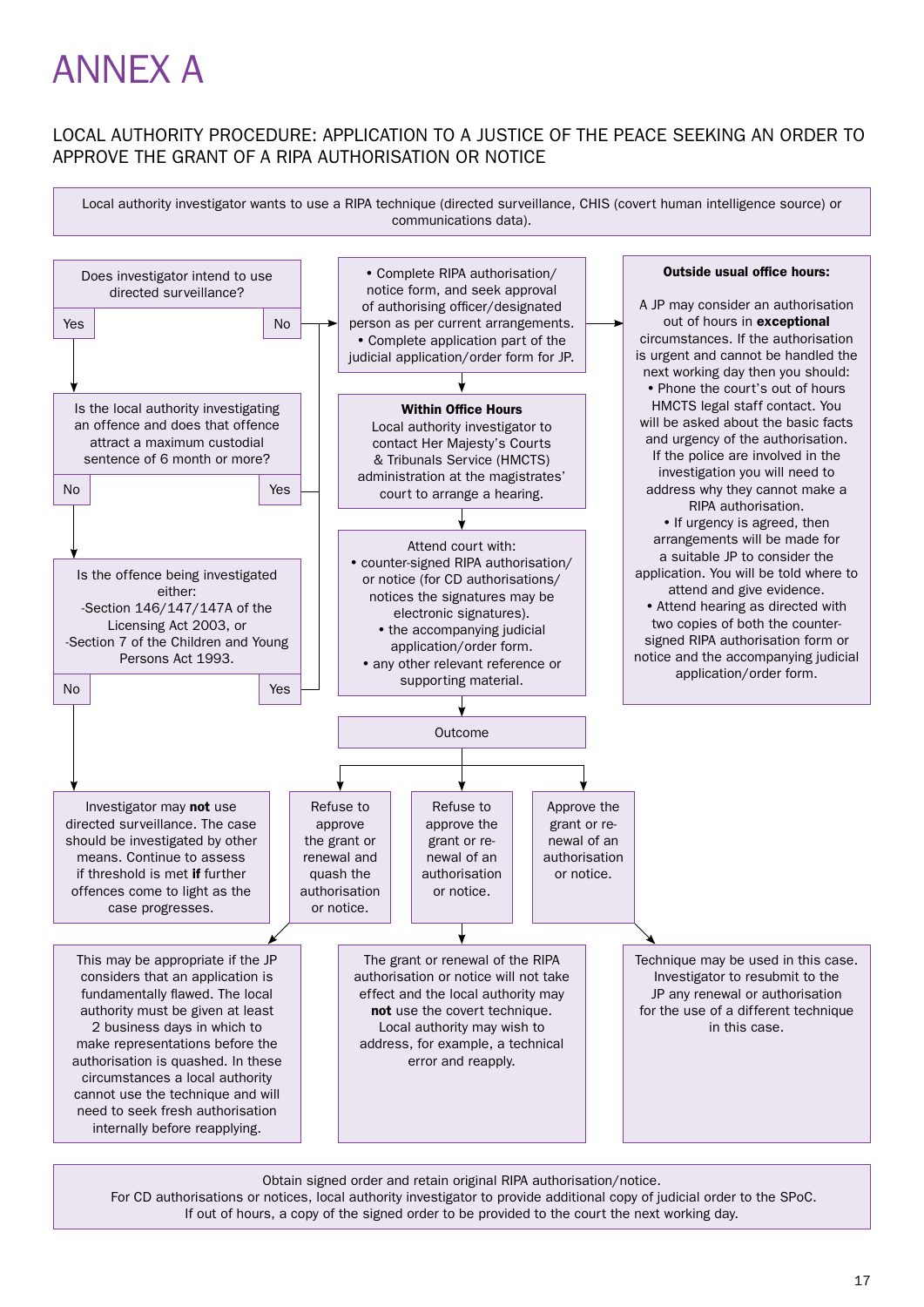# ANNEX A

## LOCAL AUTHORITY PROCEDURE: APPLICATION TO A JUSTICE OF THE PEACE SEEKING AN ORDER TO APPROVE THE GRANT OF A RIPA AUTHORISATION OR NOTICE

Local authority investigator wants to use a RIPA technique (directed surveillance, CHIS (covert human intelligence source) or communications data).

Does investigator intend to use directed surveillance?

- Yes → Is the local authority investigating an offence and does that offence attract a maximum custodial sentence of 6 month or more?
  - No → Is the offence being investigated either: -Section 146/147/147A of the Licensing Act 2003, or -Section 7 of the Children and Young Persons Act 1993.
    - No → Investigator may **not** use directed surveillance. The case should be investigated by other means. Continue to assess if threshold is met **if** further offences come to light as the case progresses.
    - Yes → (proceed to authorisation step below)
  - Yes → (proceed to authorisation step below)
- No → (proceed to authorisation step below)

- Complete RIPA authorisation/notice form, and seek approval of authorising officer/designated person as per current arrangements.
- Complete application part of the judicial application/order form for JP.

**Within Office Hours**
Local authority investigator to contact Her Majesty's Courts & Tribunals Service (HMCTS) administration at the magistrates' court to arrange a hearing.

Attend court with:
- counter-signed RIPA authorisation/ or notice (for CD authorisations/ notices the signatures may be electronic signatures).
- the accompanying judicial application/order form.
- any other relevant reference or supporting material.

**Outside usual office hours:**

A JP may consider an authorisation out of hours in **exceptional** circumstances. If the authorisation is urgent and cannot be handled the next working day then you should:
- Phone the court's out of hours HMCTS legal staff contact. You will be asked about the basic facts and urgency of the authorisation. If the police are involved in the investigation you will need to address why they cannot make a RIPA authorisation.
- If urgency is agreed, then arrangements will be made for a suitable JP to consider the application. You will be told where to attend and give evidence.
- Attend hearing as directed with two copies of both the counter-signed RIPA authorisation form or notice and the accompanying judicial application/order form.

**Outcome**

- Refuse to approve the grant or renewal and quash the authorisation or notice. → This may be appropriate if the JP considers that an application is fundamentally flawed. The local authority must be given at least 2 business days in which to make representations before the authorisation is quashed. In these circumstances a local authority cannot use the technique and will need to seek fresh authorisation internally before reapplying.
- Refuse to approve the grant or re-newal of an authorisation or notice. → The grant or renewal of the RIPA authorisation or notice will not take effect and the local authority may **not** use the covert technique. Local authority may wish to address, for example, a technical error and reapply.
- Approve the grant or re-newal of an authorisation or notice. → Technique may be used in this case. Investigator to resubmit to the JP any renewal or authorisation for the use of a different technique in this case.

Obtain signed order and retain original RIPA authorisation/notice.
For CD authorisations or notices, local authority investigator to provide additional copy of judicial order to the SPoC.
If out of hours, a copy of the signed order to be provided to the court the next working day.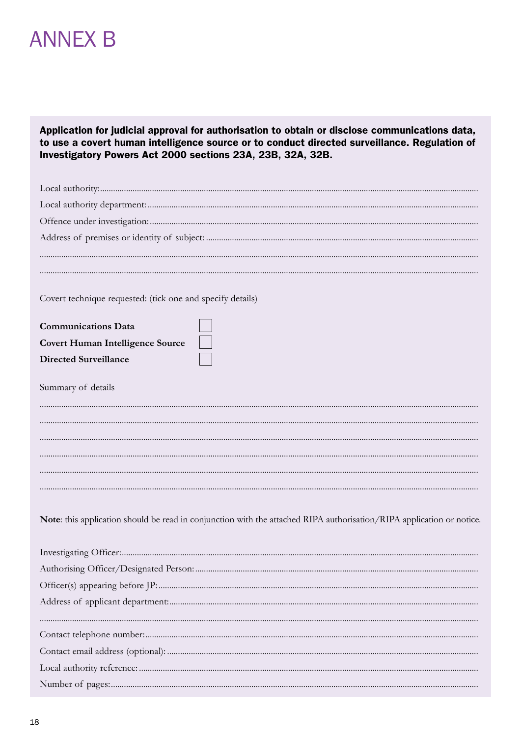# ANNEX B

**Application for judicial approval for authorisation to obtain or disclose communications data, to use a covert human intelligence source or to conduct directed surveillance. Regulation of Investigatory Powers Act 2000 sections 23A, 23B, 32A, 32B.**

Local authority:...........................................................................................................................................

Local authority department: ...........................................................................................................................

Offence under investigation:.........................................................................................................................

Address of premises or identity of subject: ...................................................................................................

.......................................................................................................................................................................

.......................................................................................................................................................................

Covert technique requested: (tick one and specify details)

**Communications Data** ☐

**Covert Human Intelligence Source** ☐

**Directed Surveillance** ☐

Summary of details

.......................................................................................................................................................................

.......................................................................................................................................................................

.......................................................................................................................................................................

.......................................................................................................................................................................

.......................................................................................................................................................................

.......................................................................................................................................................................

**Note**: this application should be read in conjunction with the attached RIPA authorisation/RIPA application or notice.

Investigating Officer:......................................................................................................................................

Authorising Officer/Designated Person: .........................................................................................................

Officer(s) appearing before JP: ......................................................................................................................

Address of applicant department:...................................................................................................................

.......................................................................................................................................................................

Contact telephone number:...........................................................................................................................

Contact email address (optional): ..................................................................................................................

Local authority reference: .............................................................................................................................

Number of pages:..........................................................................................................................................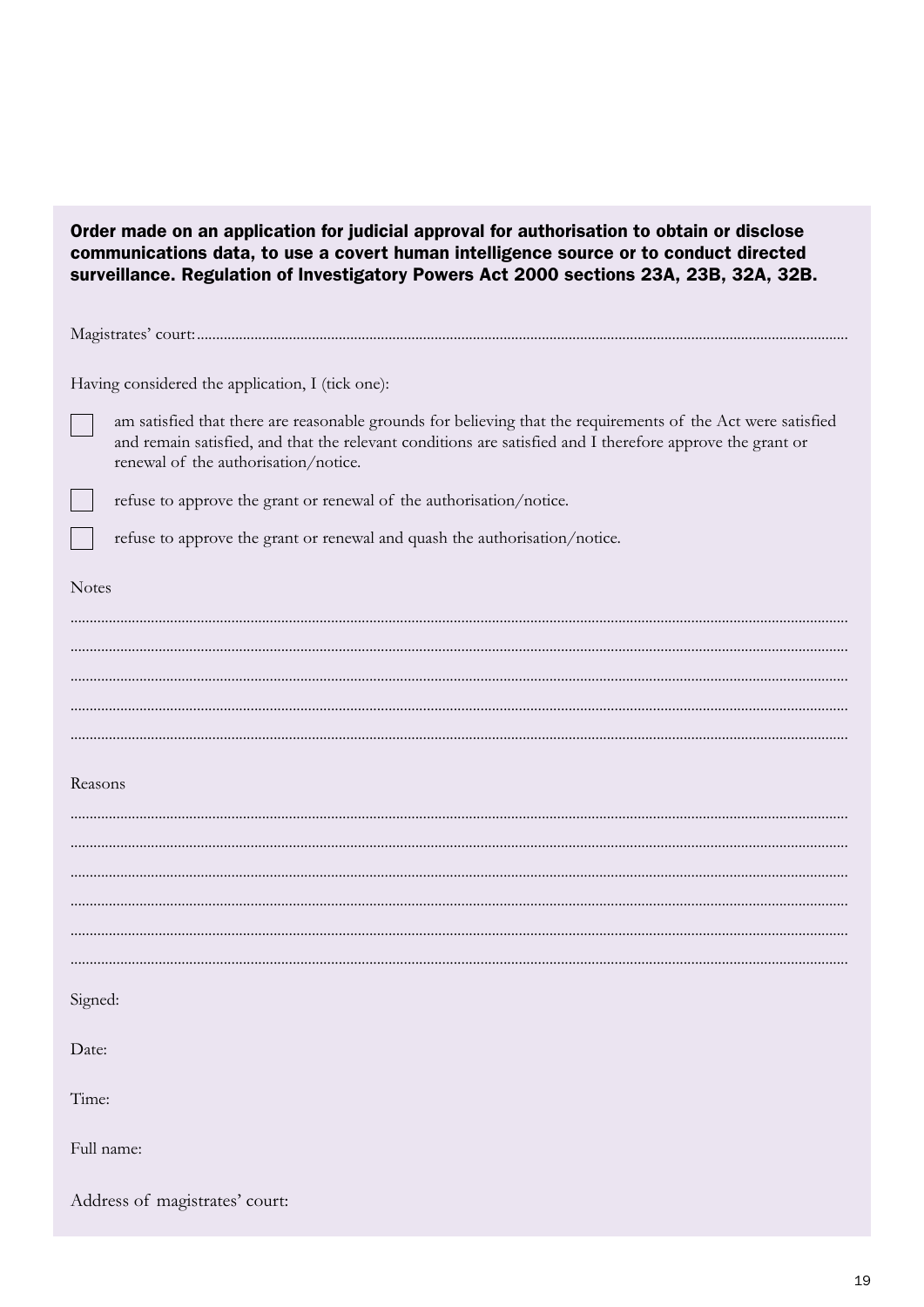**Order made on an application for judicial approval for authorisation to obtain or disclose communications data, to use a covert human intelligence source or to conduct directed surveillance. Regulation of Investigatory Powers Act 2000 sections 23A, 23B, 32A, 32B.**

Magistrates' court:..........................................................................................................................................................

Having considered the application, I (tick one):

☐ am satisfied that there are reasonable grounds for believing that the requirements of the Act were satisfied and remain satisfied, and that the relevant conditions are satisfied and I therefore approve the grant or renewal of the authorisation/notice.

☐ refuse to approve the grant or renewal of the authorisation/notice.

☐ refuse to approve the grant or renewal and quash the authorisation/notice.

Notes

..........................................................................................................................................................................

..........................................................................................................................................................................

..........................................................................................................................................................................

..........................................................................................................................................................................

..........................................................................................................................................................................

Reasons

..........................................................................................................................................................................

..........................................................................................................................................................................

..........................................................................................................................................................................

..........................................................................................................................................................................

..........................................................................................................................................................................

..........................................................................................................................................................................

Signed:

Date:

Time:

Full name:

Address of magistrates' court: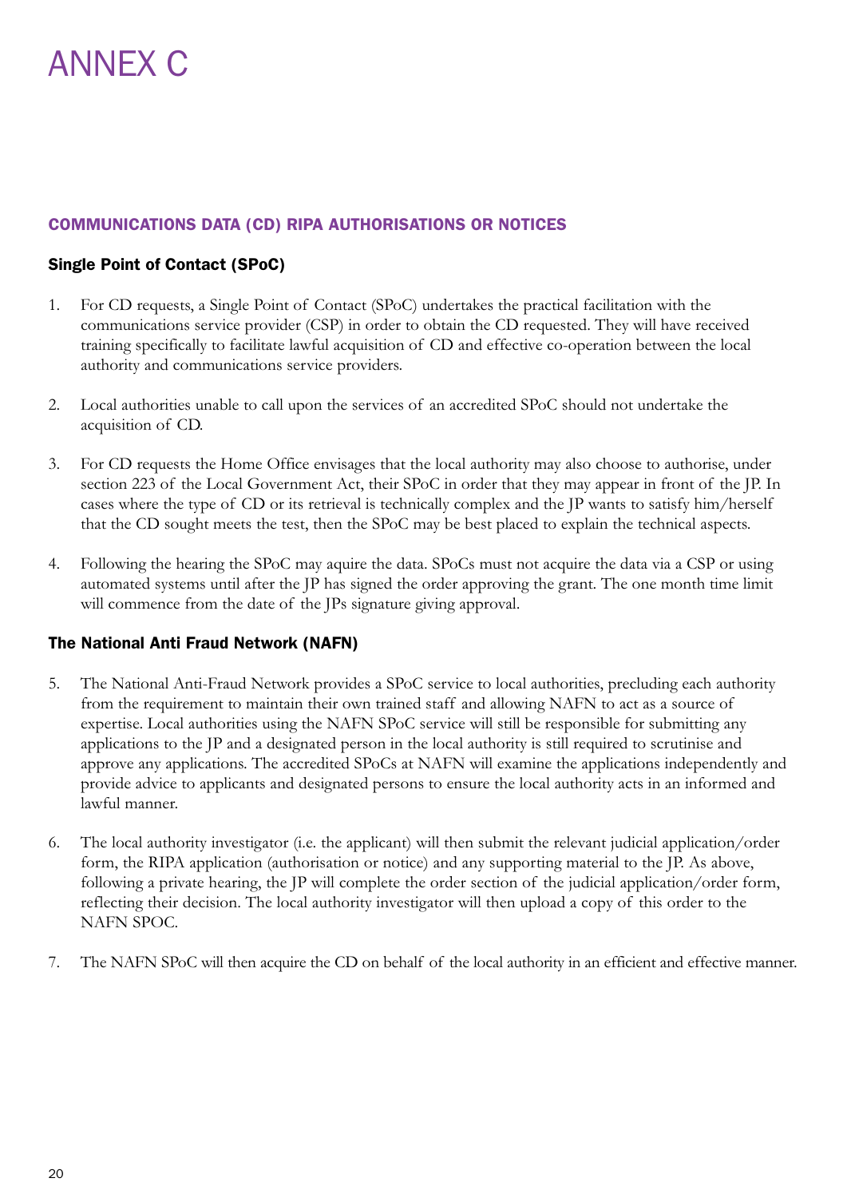# ANNEX C

## COMMUNICATIONS DATA (CD) RIPA AUTHORISATIONS OR NOTICES

### Single Point of Contact (SPoC)

1. For CD requests, a Single Point of Contact (SPoC) undertakes the practical facilitation with the communications service provider (CSP) in order to obtain the CD requested. They will have received training specifically to facilitate lawful acquisition of CD and effective co-operation between the local authority and communications service providers.

2. Local authorities unable to call upon the services of an accredited SPoC should not undertake the acquisition of CD.

3. For CD requests the Home Office envisages that the local authority may also choose to authorise, under section 223 of the Local Government Act, their SPoC in order that they may appear in front of the JP. In cases where the type of CD or its retrieval is technically complex and the JP wants to satisfy him/herself that the CD sought meets the test, then the SPoC may be best placed to explain the technical aspects.

4. Following the hearing the SPoC may aquire the data. SPoCs must not acquire the data via a CSP or using automated systems until after the JP has signed the order approving the grant. The one month time limit will commence from the date of the JPs signature giving approval.

### The National Anti Fraud Network (NAFN)

5. The National Anti-Fraud Network provides a SPoC service to local authorities, precluding each authority from the requirement to maintain their own trained staff and allowing NAFN to act as a source of expertise. Local authorities using the NAFN SPoC service will still be responsible for submitting any applications to the JP and a designated person in the local authority is still required to scrutinise and approve any applications. The accredited SPoCs at NAFN will examine the applications independently and provide advice to applicants and designated persons to ensure the local authority acts in an informed and lawful manner.

6. The local authority investigator (i.e. the applicant) will then submit the relevant judicial application/order form, the RIPA application (authorisation or notice) and any supporting material to the JP. As above, following a private hearing, the JP will complete the order section of the judicial application/order form, reflecting their decision. The local authority investigator will then upload a copy of this order to the NAFN SPOC.

7. The NAFN SPoC will then acquire the CD on behalf of the local authority in an efficient and effective manner.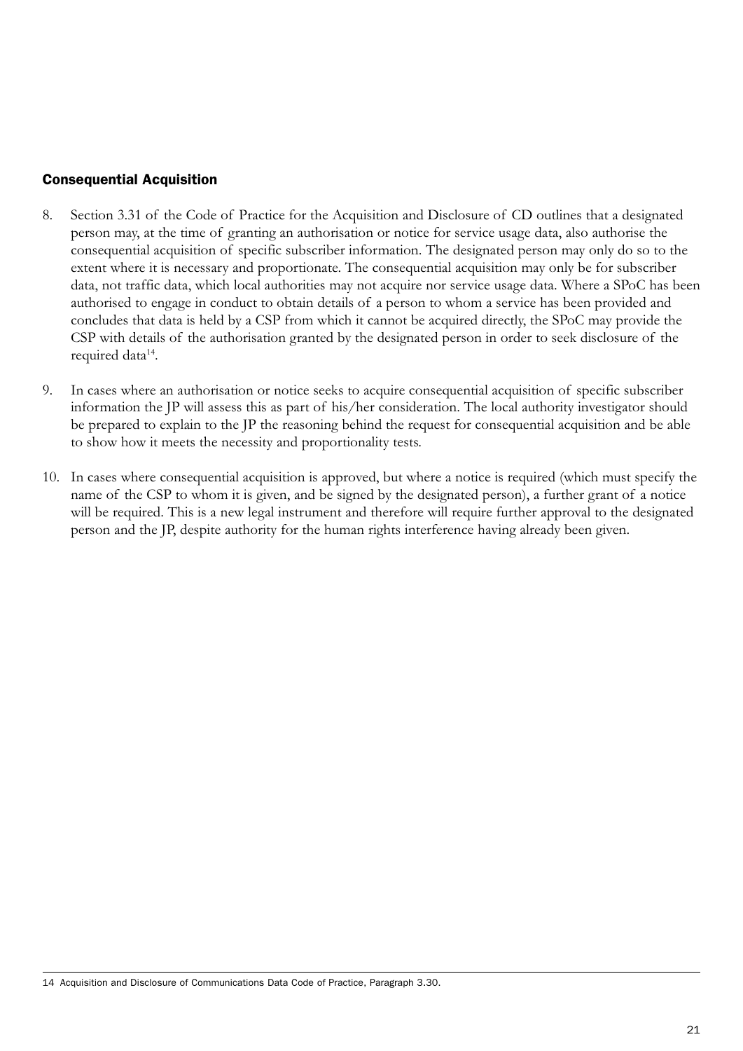### Consequential Acquisition

8. Section 3.31 of the Code of Practice for the Acquisition and Disclosure of CD outlines that a designated person may, at the time of granting an authorisation or notice for service usage data, also authorise the consequential acquisition of specific subscriber information. The designated person may only do so to the extent where it is necessary and proportionate. The consequential acquisition may only be for subscriber data, not traffic data, which local authorities may not acquire nor service usage data. Where a SPoC has been authorised to engage in conduct to obtain details of a person to whom a service has been provided and concludes that data is held by a CSP from which it cannot be acquired directly, the SPoC may provide the CSP with details of the authorisation granted by the designated person in order to seek disclosure of the required data[14].

9. In cases where an authorisation or notice seeks to acquire consequential acquisition of specific subscriber information the JP will assess this as part of his/her consideration. The local authority investigator should be prepared to explain to the JP the reasoning behind the request for consequential acquisition and be able to show how it meets the necessity and proportionality tests.

10. In cases where consequential acquisition is approved, but where a notice is required (which must specify the name of the CSP to whom it is given, and be signed by the designated person), a further grant of a notice will be required. This is a new legal instrument and therefore will require further approval to the designated person and the JP, despite authority for the human rights interference having already been given.

---

14 Acquisition and Disclosure of Communications Data Code of Practice, Paragraph 3.30.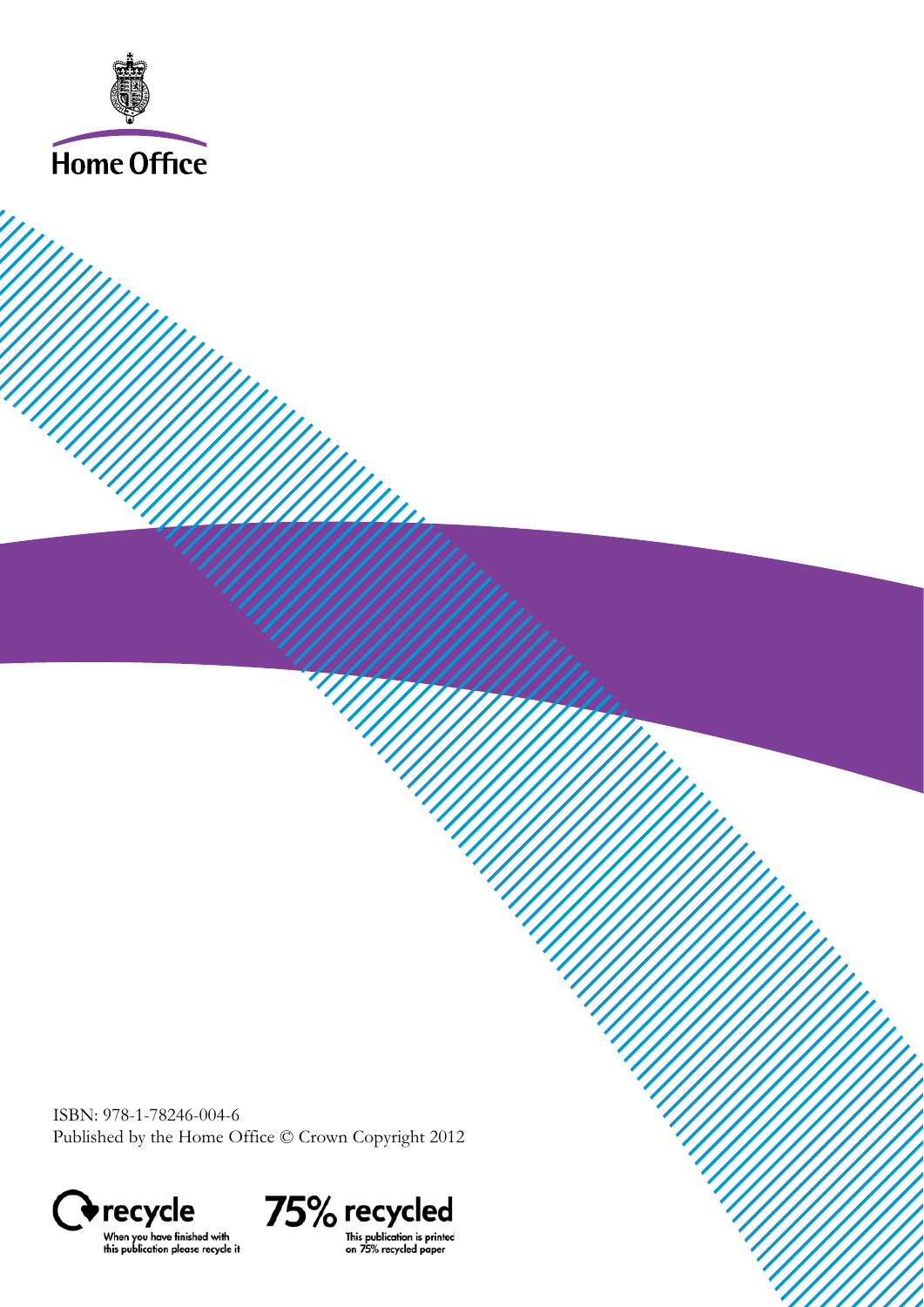Home Office

ISBN: 978-1-78246-004-6
Published by the Home Office © Crown Copyright 2012

recycle
When you have finished with this publication please recycle it

75% recycled
This publication is printed on 75% recycled paper